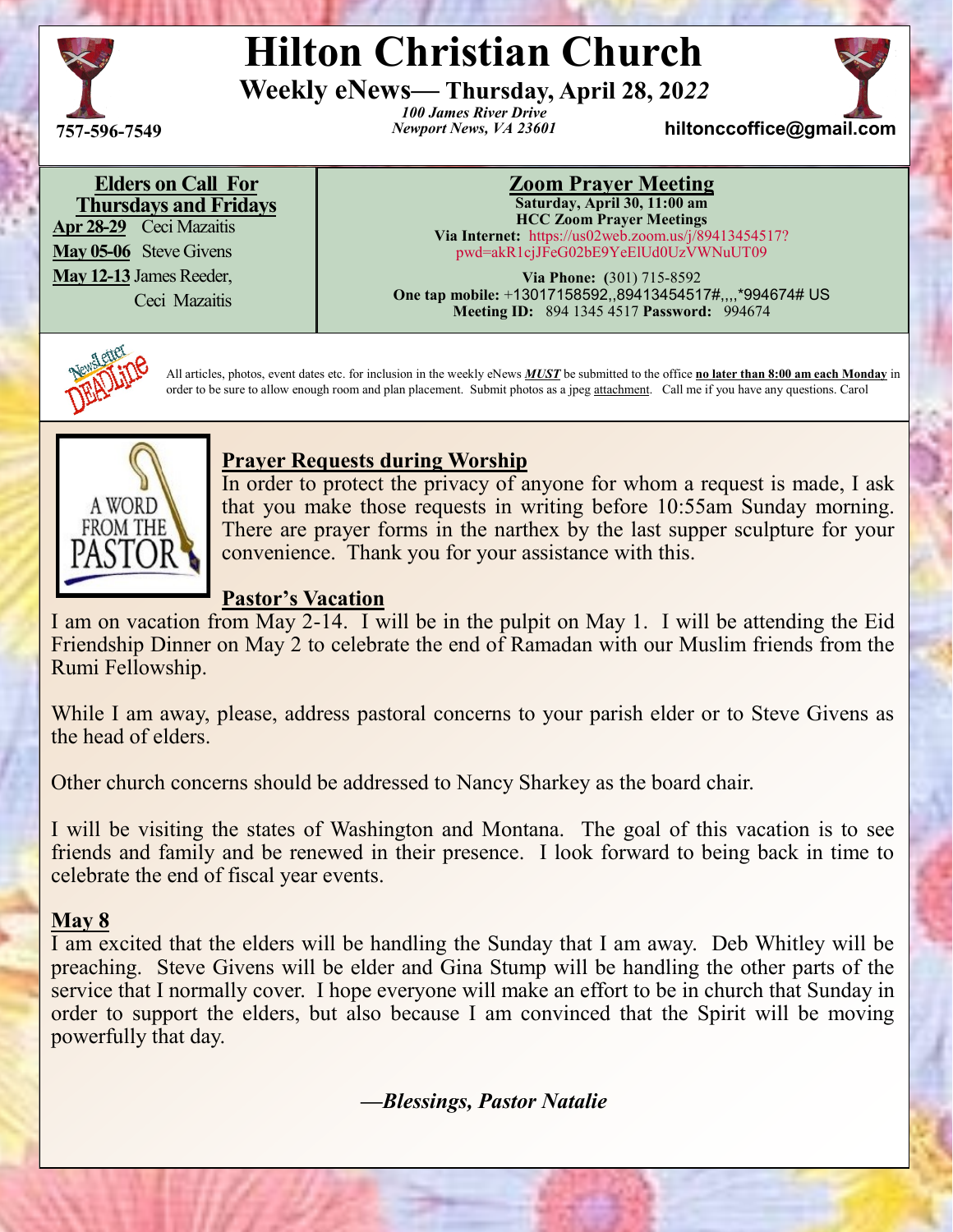# Hilton Christian Church

## Weekly eNews— Thursday, April 28, 2022

*100 James River Drive*
*Newport News, VA 23601*

757-596-7549

hiltonccoffice@gmail.com

### Elders on Call For Thursdays and Fridays

**Apr 28-29** Ceci Mazaitis
**May 05-06** Steve Givens
**May 12-13** James Reeder, Ceci Mazaitis

### Zoom Prayer Meeting

**Saturday, April 30, 11:00 am**
**HCC Zoom Prayer Meetings**
**Via Internet:** https://us02web.zoom.us/j/89413454517?pwd=akR1cjJFeG02bE9YeElUd0UzVWNuUT09

**Via Phone: (**301) 715-8592
**One tap mobile:** +13017158592,,89413454517#,,,,*994674# US
**Meeting ID:** 894 1345 4517 **Password:** 994674

All articles, photos, event dates etc. for inclusion in the weekly eNews ***MUST*** be submitted to the office **no later than 8:00 am each Monday** in order to be sure to allow enough room and plan placement. Submit photos as a jpeg attachment. Call me if you have any questions. Carol

A WORD FROM THE PASTOR

### Prayer Requests during Worship

In order to protect the privacy of anyone for whom a request is made, I ask that you make those requests in writing before 10:55am Sunday morning. There are prayer forms in the narthex by the last supper sculpture for your convenience. Thank you for your assistance with this.

### Pastor's Vacation

I am on vacation from May 2-14. I will be in the pulpit on May 1. I will be attending the Eid Friendship Dinner on May 2 to celebrate the end of Ramadan with our Muslim friends from the Rumi Fellowship.

While I am away, please, address pastoral concerns to your parish elder or to Steve Givens as the head of elders.

Other church concerns should be addressed to Nancy Sharkey as the board chair.

I will be visiting the states of Washington and Montana. The goal of this vacation is to see friends and family and be renewed in their presence. I look forward to being back in time to celebrate the end of fiscal year events.

### May 8

I am excited that the elders will be handling the Sunday that I am away. Deb Whitley will be preaching. Steve Givens will be elder and Gina Stump will be handling the other parts of the service that I normally cover. I hope everyone will make an effort to be in church that Sunday in order to support the elders, but also because I am convinced that the Spirit will be moving powerfully that day.

***—Blessings, Pastor Natalie***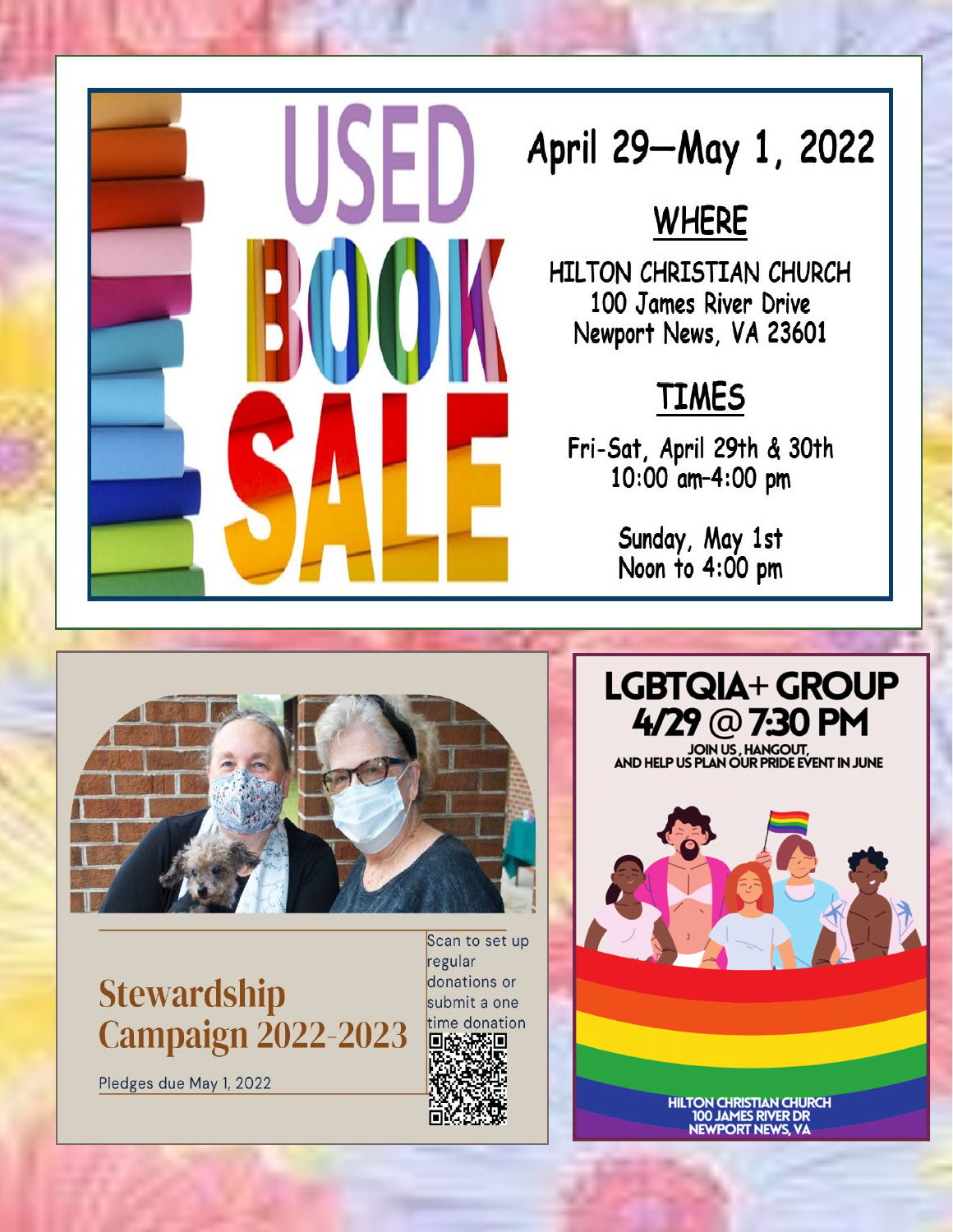# USED BOOK SALE

## April 29—May 1, 2022

### WHERE

HILTON CHRISTIAN CHURCH
100 James River Drive
Newport News, VA 23601

### TIMES

Fri-Sat, April 29th & 30th
10:00 am-4:00 pm

Sunday, May 1st
Noon to 4:00 pm

## Stewardship Campaign 2022-2023

Pledges due May 1, 2022

Scan to set up regular donations or submit a one time donation

## LGBTQIA+ GROUP
## 4/29 @ 7:30 PM

JOIN US, HANGOUT, AND HELP US PLAN OUR PRIDE EVENT IN JUNE

HILTON CHRISTIAN CHURCH
100 JAMES RIVER DR
NEWPORT NEWS, VA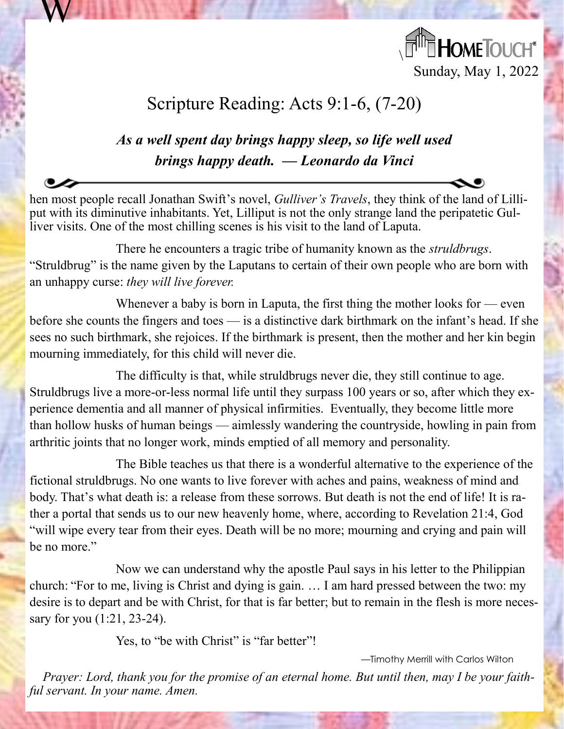HomeTouch®

Sunday, May 1, 2022

# Scripture Reading: Acts 9:1-6, (7-20)

***As a well spent day brings happy sleep, so life well used brings happy death. — Leonardo da Vinci***

When most people recall Jonathan Swift's novel, *Gulliver's Travels*, they think of the land of Lilliput with its diminutive inhabitants. Yet, Lilliput is not the only strange land the peripatetic Gulliver visits. One of the most chilling scenes is his visit to the land of Laputa.

There he encounters a tragic tribe of humanity known as the *struldbrugs*. "Struldbrug" is the name given by the Laputans to certain of their own people who are born with an unhappy curse: *they will live forever.*

Whenever a baby is born in Laputa, the first thing the mother looks for — even before she counts the fingers and toes — is a distinctive dark birthmark on the infant's head. If she sees no such birthmark, she rejoices. If the birthmark is present, then the mother and her kin begin mourning immediately, for this child will never die.

The difficulty is that, while struldbrugs never die, they still continue to age. Struldbrugs live a more-or-less normal life until they surpass 100 years or so, after which they experience dementia and all manner of physical infirmities. Eventually, they become little more than hollow husks of human beings — aimlessly wandering the countryside, howling in pain from arthritic joints that no longer work, minds emptied of all memory and personality.

The Bible teaches us that there is a wonderful alternative to the experience of the fictional struldbrugs. No one wants to live forever with aches and pains, weakness of mind and body. That's what death is: a release from these sorrows. But death is not the end of life! It is rather a portal that sends us to our new heavenly home, where, according to Revelation 21:4, God "will wipe every tear from their eyes. Death will be no more; mourning and crying and pain will be no more."

Now we can understand why the apostle Paul says in his letter to the Philippian church: "For to me, living is Christ and dying is gain. … I am hard pressed between the two: my desire is to depart and be with Christ, for that is far better; but to remain in the flesh is more necessary for you (1:21, 23-24).

Yes, to "be with Christ" is "far better"!

—Timothy Merrill with Carlos Wilton

*Prayer: Lord, thank you for the promise of an eternal home. But until then, may I be your faithful servant. In your name. Amen.*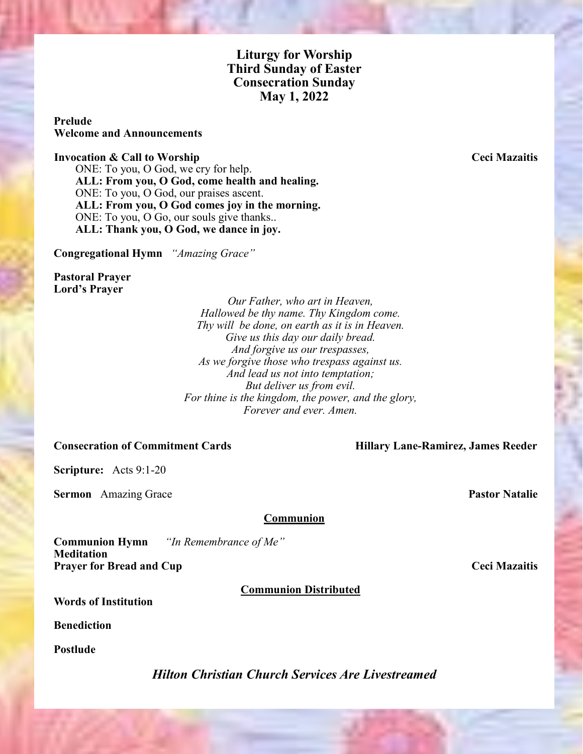# Liturgy for Worship
## Third Sunday of Easter
## Consecration Sunday
## May 1, 2022

**Prelude**
**Welcome and Announcements**

**Invocation & Call to Worship** **Ceci Mazaitis**

ONE: To you, O God, we cry for help.
**ALL: From you, O God, come health and healing.**
ONE: To you, O God, our praises ascent.
**ALL: From you, O God comes joy in the morning.**
ONE: To you, O Go, our souls give thanks..
**ALL: Thank you, O God, we dance in joy.**

**Congregational Hymn** *"Amazing Grace"*

**Pastoral Prayer**
**Lord's Prayer**

*Our Father, who art in Heaven,*
*Hallowed be thy name. Thy Kingdom come.*
*Thy will be done, on earth as it is in Heaven.*
*Give us this day our daily bread.*
*And forgive us our trespasses,*
*As we forgive those who trespass against us.*
*And lead us not into temptation;*
*But deliver us from evil.*
*For thine is the kingdom, the power, and the glory,*
*Forever and ever. Amen.*

**Consecration of Commitment Cards** **Hillary Lane-Ramirez, James Reeder**

**Scripture:** Acts 9:1-20

**Sermon** Amazing Grace **Pastor Natalie**

**Communion**

**Communion Hymn** *"In Remembrance of Me"*
**Meditation**
**Prayer for Bread and Cup** **Ceci Mazaitis**

**Communion Distributed**

**Words of Institution**

**Benediction**

**Postlude**

***Hilton Christian Church Services Are Livestreamed***